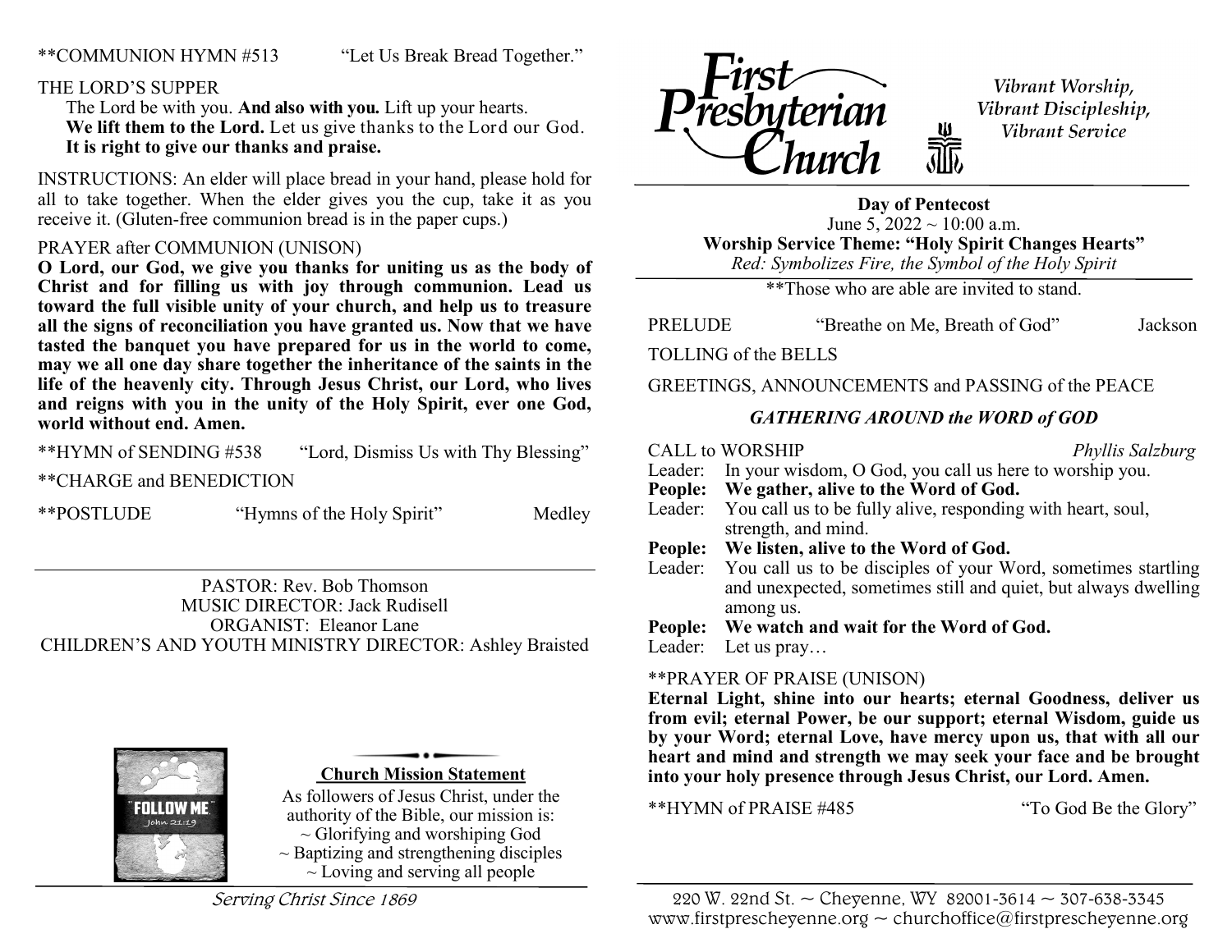**COMMUNION HYMN #513 "Let Us Break Bread Together."

THE LORD'S SUPPER

The Lord be with you. **And also with you.** Lift up your hearts.
**We lift them to the Lord.** Let us give thanks to the Lord our God.
**It is right to give our thanks and praise.**

INSTRUCTIONS: An elder will place bread in your hand, please hold for all to take together. When the elder gives you the cup, take it as you receive it. (Gluten-free communion bread is in the paper cups.)

PRAYER after COMMUNION (UNISON)

**O Lord, our God, we give you thanks for uniting us as the body of Christ and for filling us with joy through communion. Lead us toward the full visible unity of your church, and help us to treasure all the signs of reconciliation you have granted us. Now that we have tasted the banquet you have prepared for us in the world to come, may we all one day share together the inheritance of the saints in the life of the heavenly city. Through Jesus Christ, our Lord, who lives and reigns with you in the unity of the Holy Spirit, ever one God, world without end. Amen.**

**HYMN of SENDING #538 "Lord, Dismiss Us with Thy Blessing"

**CHARGE and BENEDICTION

**POSTLUDE "Hymns of the Holy Spirit" Medley

PASTOR: Rev. Bob Thomson
MUSIC DIRECTOR: Jack Rudisell
ORGANIST: Eleanor Lane
CHILDREN'S AND YOUTH MINISTRY DIRECTOR: Ashley Braisted

"FOLLOW ME." John 21:19

**Church Mission Statement**

As followers of Jesus Christ, under the authority of the Bible, our mission is:
~ Glorifying and worshiping God
~ Baptizing and strengthening disciples
~ Loving and serving all people

*Serving Christ Since 1869*

# First Presbyterian Church

*Vibrant Worship, Vibrant Discipleship, Vibrant Service*

**Day of Pentecost**
June 5, 2022 ~ 10:00 a.m.
**Worship Service Theme: "Holy Spirit Changes Hearts"**
*Red: Symbolizes Fire, the Symbol of the Holy Spirit*

**Those who are able are invited to stand.

PRELUDE "Breathe on Me, Breath of God" Jackson

TOLLING of the BELLS

GREETINGS, ANNOUNCEMENTS and PASSING of the PEACE

## *GATHERING AROUND the WORD of GOD*

CALL to WORSHIP *Phyllis Salzburg*

Leader: In your wisdom, O God, you call us here to worship you.
**People: We gather, alive to the Word of God.**
Leader: You call us to be fully alive, responding with heart, soul, strength, and mind.
**People: We listen, alive to the Word of God.**
Leader: You call us to be disciples of your Word, sometimes startling and unexpected, sometimes still and quiet, but always dwelling among us.
**People: We watch and wait for the Word of God.**
Leader: Let us pray…

**PRAYER OF PRAISE (UNISON)

**Eternal Light, shine into our hearts; eternal Goodness, deliver us from evil; eternal Power, be our support; eternal Wisdom, guide us by your Word; eternal Love, have mercy upon us, that with all our heart and mind and strength we may seek your face and be brought into your holy presence through Jesus Christ, our Lord. Amen.**

**HYMN of PRAISE #485 "To God Be the Glory"

220 W. 22nd St. ~ Cheyenne, WY 82001-3614 ~ 307-638-3345
www.firstprescheyenne.org ~ churchoffice@firstprescheyenne.org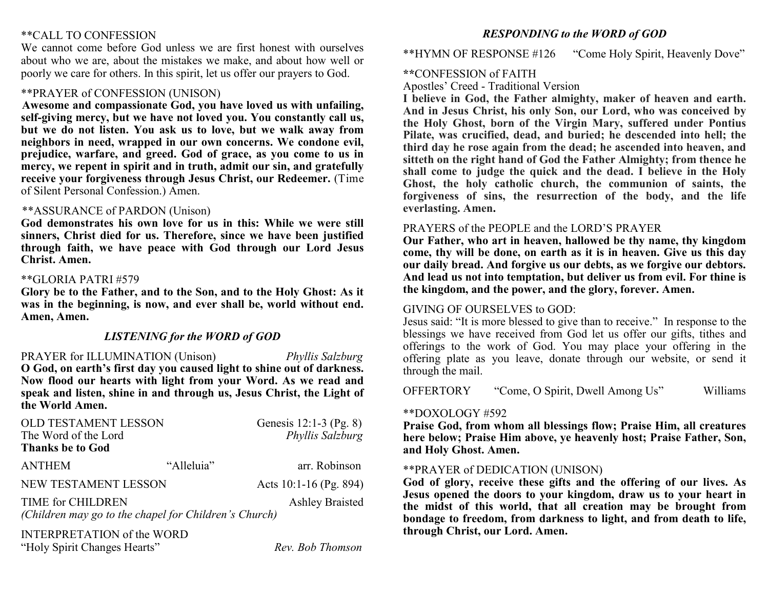**CALL TO CONFESSION

We cannot come before God unless we are first honest with ourselves about who we are, about the mistakes we make, and about how well or poorly we care for others. In this spirit, let us offer our prayers to God.

**PRAYER of CONFESSION (UNISON)

**Awesome and compassionate God, you have loved us with unfailing, self-giving mercy, but we have not loved you. You constantly call us, but we do not listen. You ask us to love, but we walk away from neighbors in need, wrapped in our own concerns. We condone evil, prejudice, warfare, and greed. God of grace, as you come to us in mercy, we repent in spirit and in truth, admit our sin, and gratefully receive your forgiveness through Jesus Christ, our Redeemer.** (Time of Silent Personal Confession.) Amen.

**ASSURANCE of PARDON (Unison)

**God demonstrates his own love for us in this: While we were still sinners, Christ died for us. Therefore, since we have been justified through faith, we have peace with God through our Lord Jesus Christ. Amen.**

**GLORIA PATRI #579

**Glory be to the Father, and to the Son, and to the Holy Ghost: As it was in the beginning, is now, and ever shall be, world without end. Amen, Amen.**

### *LISTENING for the WORD of GOD*

PRAYER for ILLUMINATION (Unison) *Phyllis Salzburg*

**O God, on earth's first day you caused light to shine out of darkness. Now flood our hearts with light from your Word. As we read and speak and listen, shine in and through us, Jesus Christ, the Light of the World Amen.**

OLD TESTAMENT LESSON Genesis 12:1-3 (Pg. 8)

The Word of the Lord *Phyllis Salzburg*

**Thanks be to God**

ANTHEM "Alleluia" arr. Robinson

NEW TESTAMENT LESSON Acts 10:1-16 (Pg. 894)

TIME for CHILDREN Ashley Braisted

*(Children may go to the chapel for Children's Church)*

INTERPRETATION of the WORD

"Holy Spirit Changes Hearts" *Rev. Bob Thomson*

### *RESPONDING to the WORD of GOD*

**HYMN OF RESPONSE #126 "Come Holy Spirit, Heavenly Dove"

**CONFESSION of FAITH

Apostles' Creed - Traditional Version

**I believe in God, the Father almighty, maker of heaven and earth. And in Jesus Christ, his only Son, our Lord, who was conceived by the Holy Ghost, born of the Virgin Mary, suffered under Pontius Pilate, was crucified, dead, and buried; he descended into hell; the third day he rose again from the dead; he ascended into heaven, and sitteth on the right hand of God the Father Almighty; from thence he shall come to judge the quick and the dead. I believe in the Holy Ghost, the holy catholic church, the communion of saints, the forgiveness of sins, the resurrection of the body, and the life everlasting. Amen.**

PRAYERS of the PEOPLE and the LORD'S PRAYER

**Our Father, who art in heaven, hallowed be thy name, thy kingdom come, thy will be done, on earth as it is in heaven. Give us this day our daily bread. And forgive us our debts, as we forgive our debtors. And lead us not into temptation, but deliver us from evil. For thine is the kingdom, and the power, and the glory, forever. Amen.**

GIVING OF OURSELVES to GOD:

Jesus said: "It is more blessed to give than to receive." In response to the blessings we have received from God let us offer our gifts, tithes and offerings to the work of God. You may place your offering in the offering plate as you leave, donate through our website, or send it through the mail.

OFFERTORY "Come, O Spirit, Dwell Among Us" Williams

**DOXOLOGY #592

**Praise God, from whom all blessings flow; Praise Him, all creatures here below; Praise Him above, ye heavenly host; Praise Father, Son, and Holy Ghost. Amen.**

**PRAYER of DEDICATION (UNISON)

**God of glory, receive these gifts and the offering of our lives. As Jesus opened the doors to your kingdom, draw us to your heart in the midst of this world, that all creation may be brought from bondage to freedom, from darkness to light, and from death to life, through Christ, our Lord. Amen.**